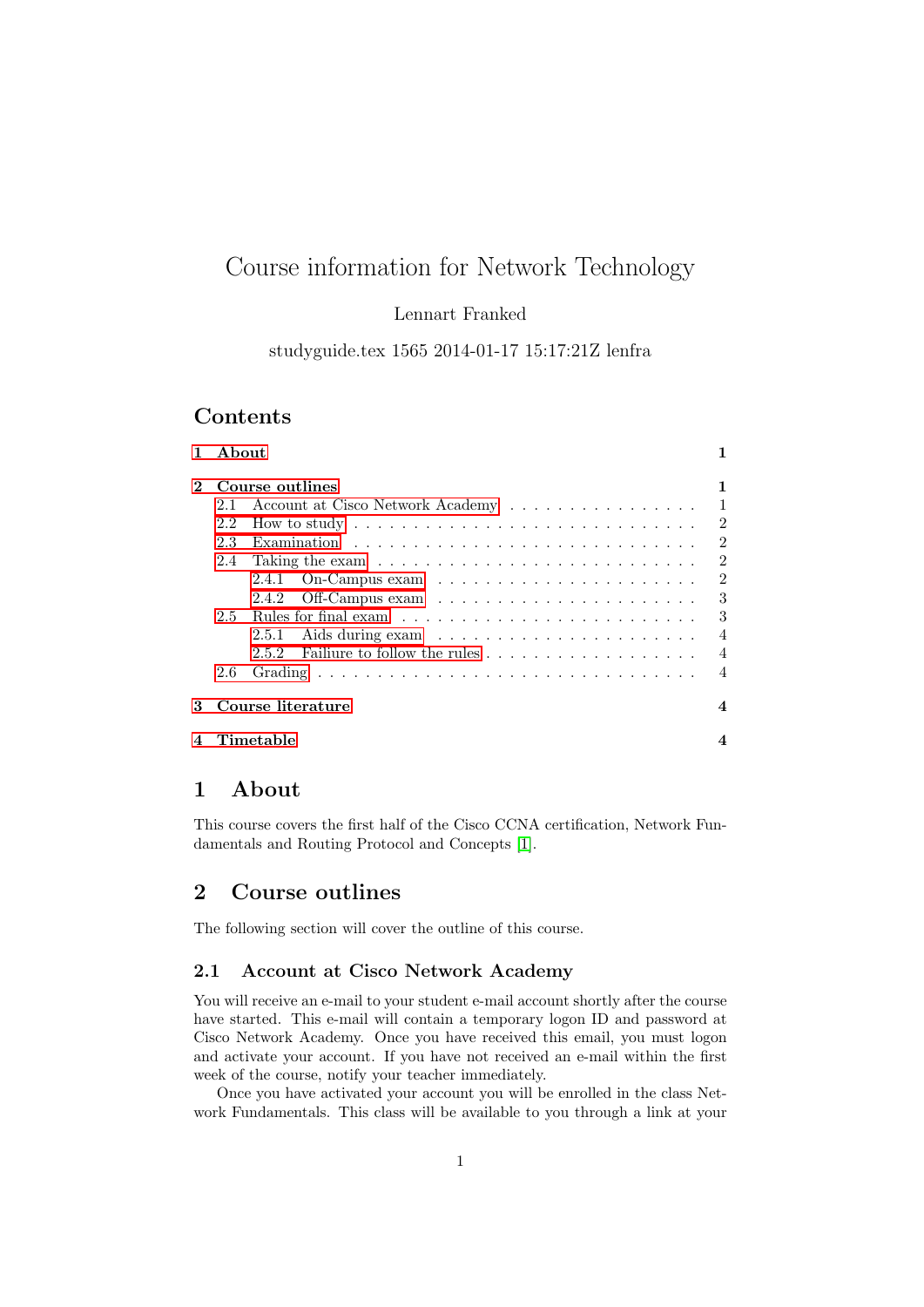# Course information for Network Technology

Lennart Franked

studyguide.tex 1565 2014-01-17 15:17:21Z lenfra

## Contents

- **1 About** — 1
- **2 Course outlines** — 1
  - 2.1 Account at Cisco Network Academy — 1
  - 2.2 How to study — 2
  - 2.3 Examination — 2
  - 2.4 Taking the exam — 2
    - 2.4.1 On-Campus exam — 2
    - 2.4.2 Off-Campus exam — 3
  - 2.5 Rules for final exam — 3
    - 2.5.1 Aids during exam — 4
    - 2.5.2 Failiure to follow the rules — 4
  - 2.6 Grading — 4
- **3 Course literature** — 4
- **4 Timetable** — 4

## 1 About

This course covers the first half of the Cisco CCNA certification, Network Fundamentals and Routing Protocol and Concepts [1].

## 2 Course outlines

The following section will cover the outline of this course.

### 2.1 Account at Cisco Network Academy

You will receive an e-mail to your student e-mail account shortly after the course have started. This e-mail will contain a temporary logon ID and password at Cisco Network Academy. Once you have received this email, you must logon and activate your account. If you have not received an e-mail within the first week of the course, notify your teacher immediately.

Once you have activated your account you will be enrolled in the class Network Fundamentals. This class will be available to you through a link at your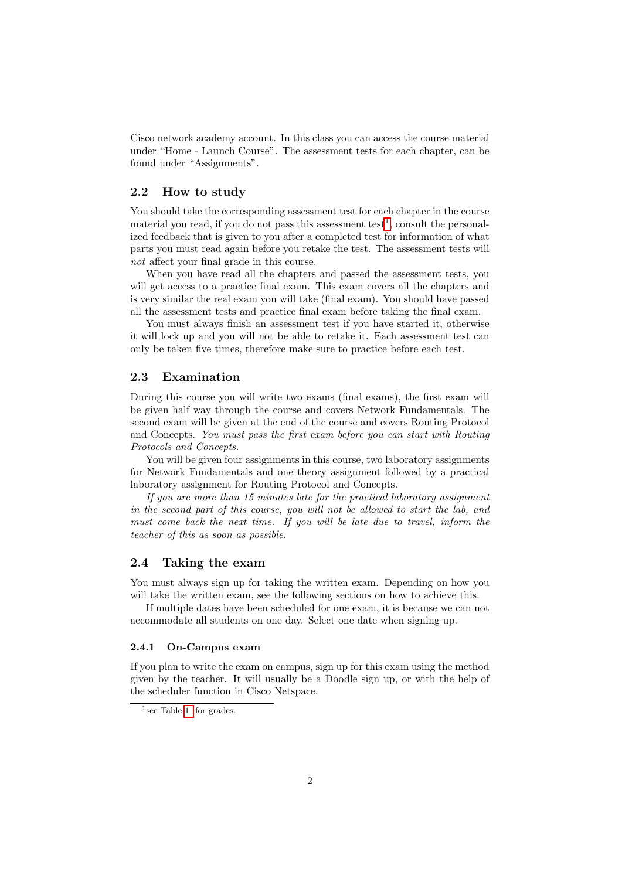Cisco network academy account. In this class you can access the course material under "Home - Launch Course". The assessment tests for each chapter, can be found under "Assignments".

## 2.2 How to study

You should take the corresponding assessment test for each chapter in the course material you read, if you do not pass this assessment test[1], consult the personalized feedback that is given to you after a completed test for information of what parts you must read again before you retake the test. The assessment tests will *not* affect your final grade in this course.

When you have read all the chapters and passed the assessment tests, you will get access to a practice final exam. This exam covers all the chapters and is very similar the real exam you will take (final exam). You should have passed all the assessment tests and practice final exam before taking the final exam.

You must always finish an assessment test if you have started it, otherwise it will lock up and you will not be able to retake it. Each assessment test can only be taken five times, therefore make sure to practice before each test.

## 2.3 Examination

During this course you will write two exams (final exams), the first exam will be given half way through the course and covers Network Fundamentals. The second exam will be given at the end of the course and covers Routing Protocol and Concepts. *You must pass the first exam before you can start with Routing Protocols and Concepts.*

You will be given four assignments in this course, two laboratory assignments for Network Fundamentals and one theory assignment followed by a practical laboratory assignment for Routing Protocol and Concepts.

*If you are more than 15 minutes late for the practical laboratory assignment in the second part of this course, you will not be allowed to start the lab, and must come back the next time. If you will be late due to travel, inform the teacher of this as soon as possible.*

## 2.4 Taking the exam

You must always sign up for taking the written exam. Depending on how you will take the written exam, see the following sections on how to achieve this.

If multiple dates have been scheduled for one exam, it is because we can not accommodate all students on one day. Select one date when signing up.

### 2.4.1 On-Campus exam

If you plan to write the exam on campus, sign up for this exam using the method given by the teacher. It will usually be a Doodle sign up, or with the help of the scheduler function in Cisco Netspace.

[1] see Table 1 for grades.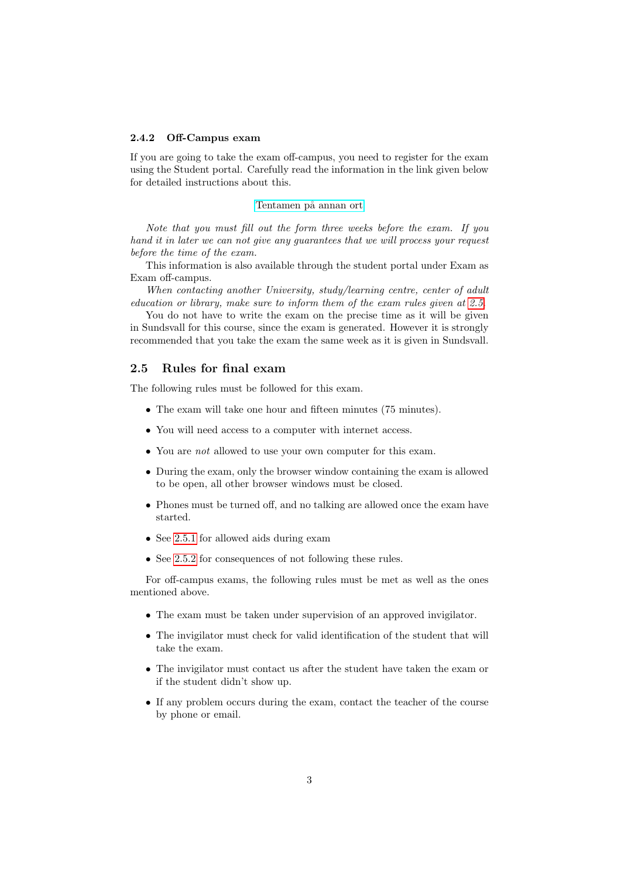### 2.4.2 Off-Campus exam

If you are going to take the exam off-campus, you need to register for the exam using the Student portal. Carefully read the information in the link given below for detailed instructions about this.

Tentamen på annan ort

*Note that you must fill out the form three weeks before the exam. If you hand it in later we can not give any guarantees that we will process your request before the time of the exam.*

This information is also available through the student portal under Exam as Exam off-campus.

*When contacting another University, study/learning centre, center of adult education or library, make sure to inform them of the exam rules given at 2.5.*

You do not have to write the exam on the precise time as it will be given in Sundsvall for this course, since the exam is generated. However it is strongly recommended that you take the exam the same week as it is given in Sundsvall.

## 2.5 Rules for final exam

The following rules must be followed for this exam.

- The exam will take one hour and fifteen minutes (75 minutes).
- You will need access to a computer with internet access.
- You are *not* allowed to use your own computer for this exam.
- During the exam, only the browser window containing the exam is allowed to be open, all other browser windows must be closed.
- Phones must be turned off, and no talking are allowed once the exam have started.
- See 2.5.1 for allowed aids during exam
- See 2.5.2 for consequences of not following these rules.

For off-campus exams, the following rules must be met as well as the ones mentioned above.

- The exam must be taken under supervision of an approved invigilator.
- The invigilator must check for valid identification of the student that will take the exam.
- The invigilator must contact us after the student have taken the exam or if the student didn't show up.
- If any problem occurs during the exam, contact the teacher of the course by phone or email.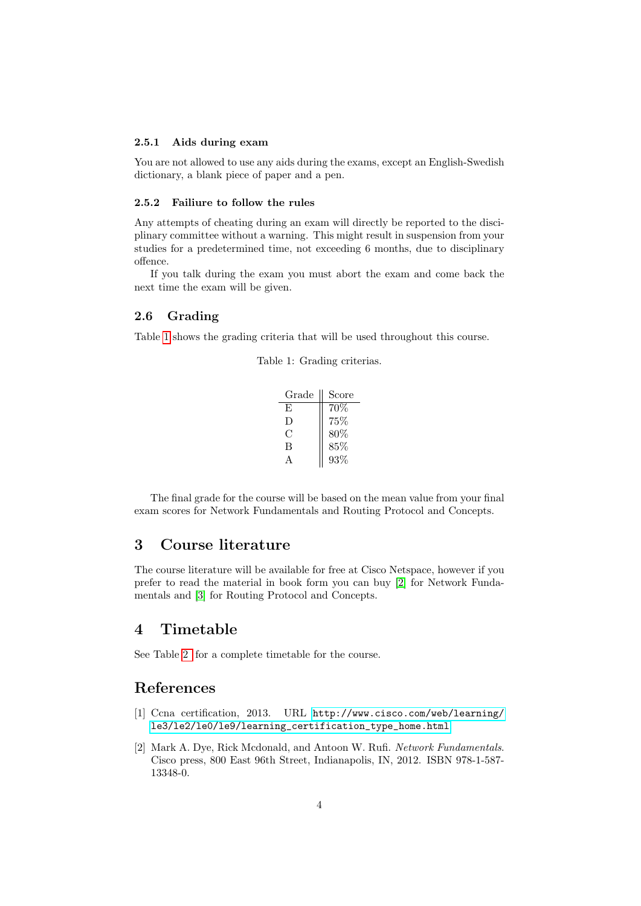#### 2.5.1 Aids during exam

You are not allowed to use any aids during the exams, except an English-Swedish dictionary, a blank piece of paper and a pen.

#### 2.5.2 Failiure to follow the rules

Any attempts of cheating during an exam will directly be reported to the disciplinary committee without a warning. This might result in suspension from your studies for a predetermined time, not exceeding 6 months, due to disciplinary offence.

If you talk during the exam you must abort the exam and come back the next time the exam will be given.

### 2.6 Grading

Table 1 shows the grading criteria that will be used throughout this course.

Table 1: Grading criterias.

| Grade | Score |
|---|---|
| E | 70% |
| D | 75% |
| C | 80% |
| B | 85% |
| A | 93% |

The final grade for the course will be based on the mean value from your final exam scores for Network Fundamentals and Routing Protocol and Concepts.

## 3 Course literature

The course literature will be available for free at Cisco Netspace, however if you prefer to read the material in book form you can buy [2] for Network Fundamentals and [3] for Routing Protocol and Concepts.

## 4 Timetable

See Table 2 for a complete timetable for the course.

## References

[1] Ccna certification, 2013. URL http://www.cisco.com/web/learning/le3/le2/le0/le9/learning_certification_type_home.html.

[2] Mark A. Dye, Rick Mcdonald, and Antoon W. Rufi. *Network Fundamentals*. Cisco press, 800 East 96th Street, Indianapolis, IN, 2012. ISBN 978-1-587-13348-0.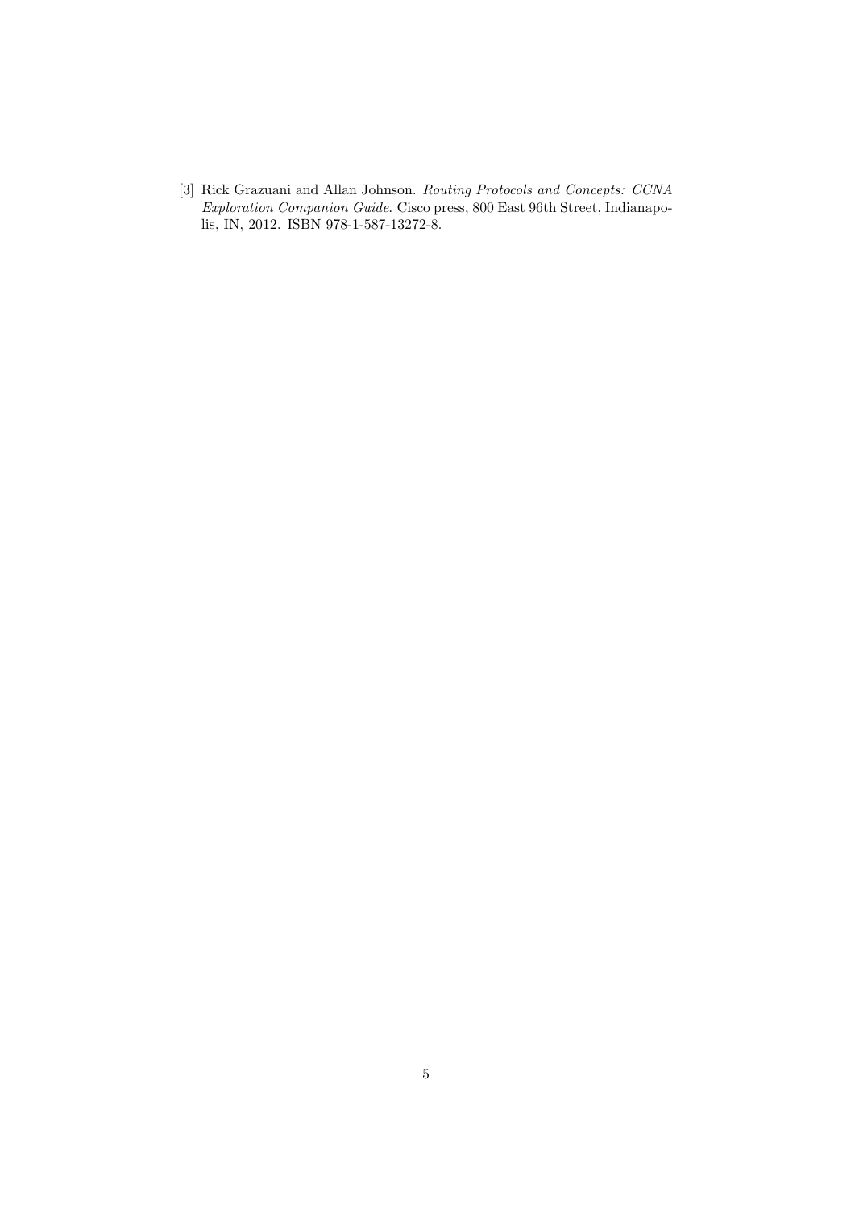[3] Rick Grazuani and Allan Johnson. *Routing Protocols and Concepts: CCNA Exploration Companion Guide*. Cisco press, 800 East 96th Street, Indianapolis, IN, 2012. ISBN 978-1-587-13272-8.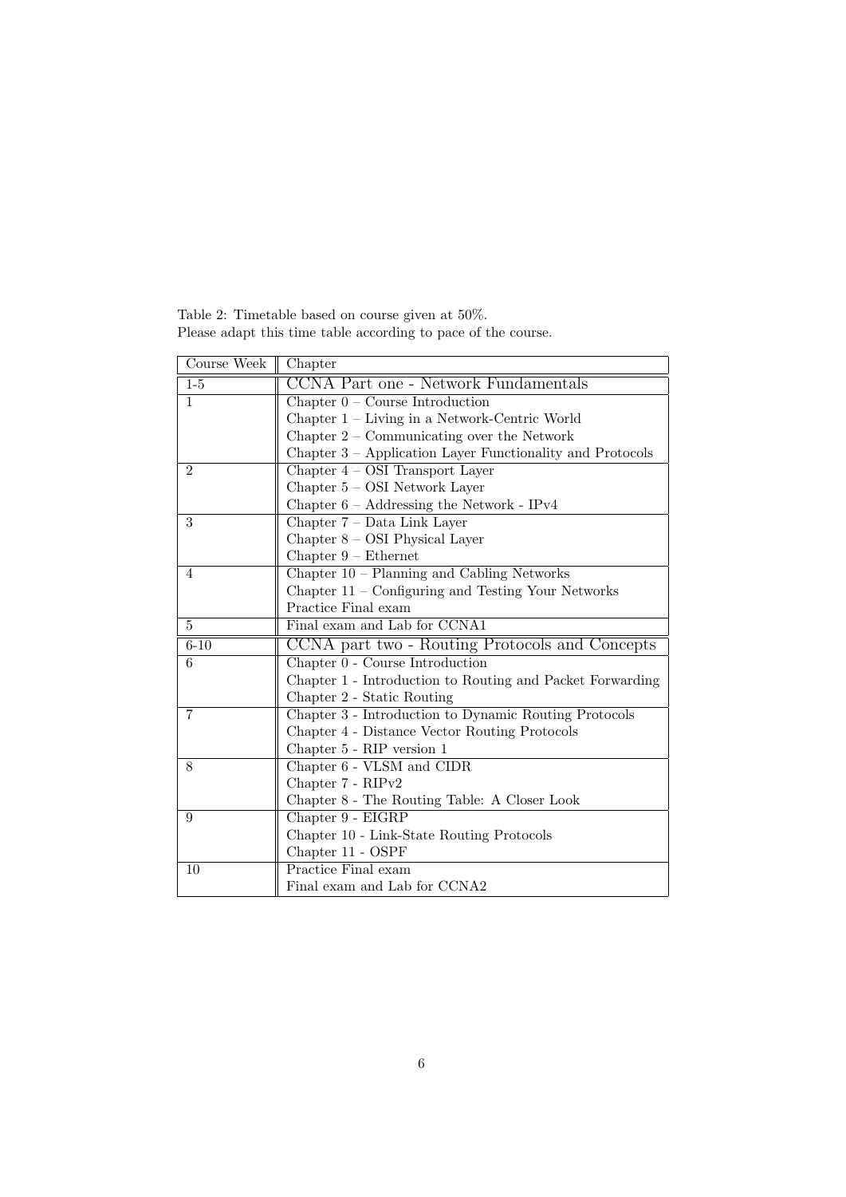Table 2: Timetable based on course given at 50%.
Please adapt this time table according to pace of the course.

| Course Week | Chapter |
| --- | --- |
| 1-5 | CCNA Part one - Network Fundamentals |
| 1 | Chapter 0 – Course Introduction |
| | Chapter 1 – Living in a Network-Centric World |
| | Chapter 2 – Communicating over the Network |
| | Chapter 3 – Application Layer Functionality and Protocols |
| 2 | Chapter 4 – OSI Transport Layer |
| | Chapter 5 – OSI Network Layer |
| | Chapter 6 – Addressing the Network - IPv4 |
| 3 | Chapter 7 – Data Link Layer |
| | Chapter 8 – OSI Physical Layer |
| | Chapter 9 – Ethernet |
| 4 | Chapter 10 – Planning and Cabling Networks |
| | Chapter 11 – Configuring and Testing Your Networks |
| | Practice Final exam |
| 5 | Final exam and Lab for CCNA1 |
| 6-10 | CCNA part two - Routing Protocols and Concepts |
| 6 | Chapter 0 - Course Introduction |
| | Chapter 1 - Introduction to Routing and Packet Forwarding |
| | Chapter 2 - Static Routing |
| 7 | Chapter 3 - Introduction to Dynamic Routing Protocols |
| | Chapter 4 - Distance Vector Routing Protocols |
| | Chapter 5 - RIP version 1 |
| 8 | Chapter 6 - VLSM and CIDR |
| | Chapter 7 - RIPv2 |
| | Chapter 8 - The Routing Table: A Closer Look |
| 9 | Chapter 9 - EIGRP |
| | Chapter 10 - Link-State Routing Protocols |
| | Chapter 11 - OSPF |
| 10 | Practice Final exam |
| | Final exam and Lab for CCNA2 |